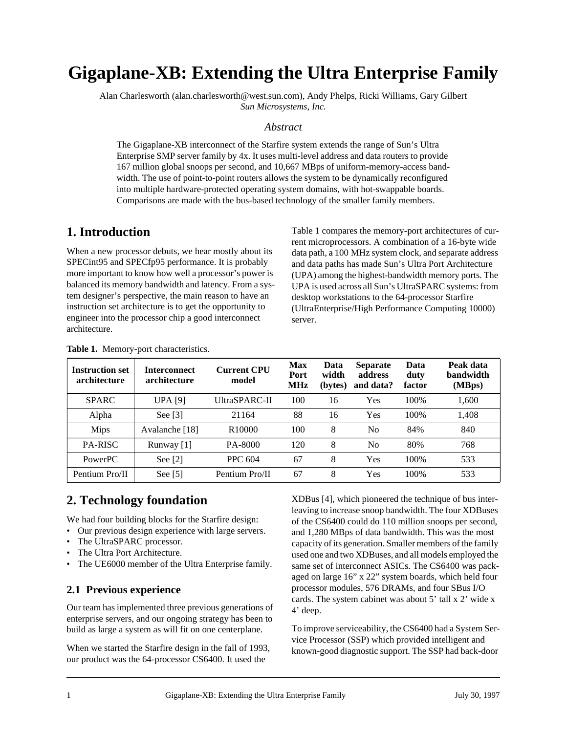# Gigaplane-XB: Extending the Ultra Enterprise Family

Alan Charlesworth (alan.charlesworth@west.sun.com), Andy Phelps, Ricki Williams, Gary Gilbert
*Sun Microsystems, Inc.*

### *Abstract*

The Gigaplane-XB interconnect of the Starfire system extends the range of Sun's Ultra Enterprise SMP server family by 4x. It uses multi-level address and data routers to provide 167 million global snoops per second, and 10,667 MBps of uniform-memory-access bandwidth. The use of point-to-point routers allows the system to be dynamically reconfigured into multiple hardware-protected operating system domains, with hot-swappable boards. Comparisons are made with the bus-based technology of the smaller family members.

## 1. Introduction

When a new processor debuts, we hear mostly about its SPECint95 and SPECfp95 performance. It is probably more important to know how well a processor's power is balanced its memory bandwidth and latency. From a system designer's perspective, the main reason to have an instruction set architecture is to get the opportunity to engineer into the processor chip a good interconnect architecture.

Table 1 compares the memory-port architectures of current microprocessors. A combination of a 16-byte wide data path, a 100 MHz system clock, and separate address and data paths has made Sun's Ultra Port Architecture (UPA) among the highest-bandwidth memory ports. The UPA is used across all Sun's UltraSPARC systems: from desktop workstations to the 64-processor Starfire (UltraEnterprise/High Performance Computing 10000) server.

**Table 1.** Memory-port characteristics.

| Instruction set architecture | Interconnect architecture | Current CPU model | Max Port MHz | Data width (bytes) | Separate address and data? | Data duty factor | Peak data bandwidth (MBps) |
|---|---|---|---|---|---|---|---|
| SPARC | UPA [9] | UltraSPARC-II | 100 | 16 | Yes | 100% | 1,600 |
| Alpha | See [3] | 21164 | 88 | 16 | Yes | 100% | 1,408 |
| Mips | Avalanche [18] | R10000 | 100 | 8 | No | 84% | 840 |
| PA-RISC | Runway [1] | PA-8000 | 120 | 8 | No | 80% | 768 |
| PowerPC | See [2] | PPC 604 | 67 | 8 | Yes | 100% | 533 |
| Pentium Pro/II | See [5] | Pentium Pro/II | 67 | 8 | Yes | 100% | 533 |

## 2. Technology foundation

We had four building blocks for the Starfire design:

- Our previous design experience with large servers.
- The UltraSPARC processor.
- The Ultra Port Architecture.
- The UE6000 member of the Ultra Enterprise family.

### 2.1 Previous experience

Our team has implemented three previous generations of enterprise servers, and our ongoing strategy has been to build as large a system as will fit on one centerplane.

When we started the Starfire design in the fall of 1993, our product was the 64-processor CS6400. It used the XDBus [4], which pioneered the technique of bus interleaving to increase snoop bandwidth. The four XDBuses of the CS6400 could do 110 million snoops per second, and 1,280 MBps of data bandwidth. This was the most capacity of its generation. Smaller members of the family used one and two XDBuses, and all models employed the same set of interconnect ASICs. The CS6400 was packaged on large 16" x 22" system boards, which held four processor modules, 576 DRAMs, and four SBus I/O cards. The system cabinet was about 5' tall x 2' wide x 4' deep.

To improve serviceability, the CS6400 had a System Service Processor (SSP) which provided intelligent and known-good diagnostic support. The SSP had back-door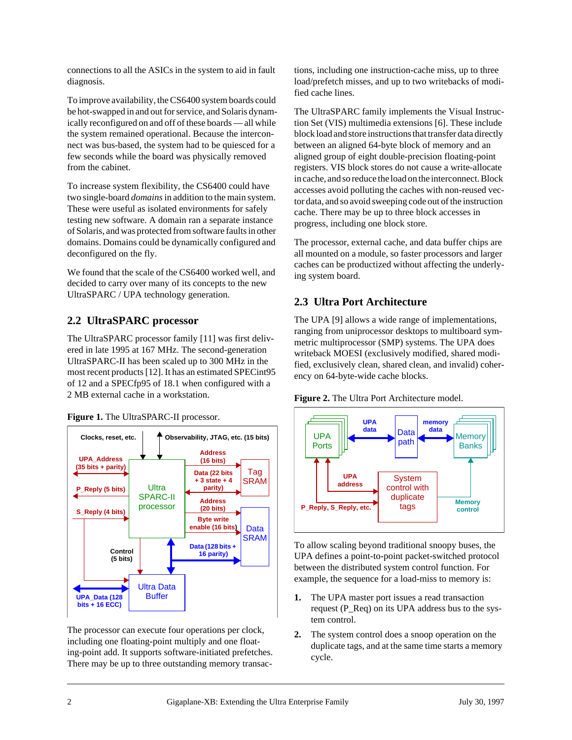connections to all the ASICs in the system to aid in fault diagnosis.

To improve availability, the CS6400 system boards could be hot-swapped in and out for service, and Solaris dynamically reconfigured on and off of these boards — all while the system remained operational. Because the interconnect was bus-based, the system had to be quiesced for a few seconds while the board was physically removed from the cabinet.

To increase system flexibility, the CS6400 could have two single-board *domains* in addition to the main system. These were useful as isolated environments for safely testing new software. A domain ran a separate instance of Solaris, and was protected from software faults in other domains. Domains could be dynamically configured and deconfigured on the fly.

We found that the scale of the CS6400 worked well, and decided to carry over many of its concepts to the new UltraSPARC / UPA technology generation.

## 2.2 UltraSPARC processor

The UltraSPARC processor family [11] was first delivered in late 1995 at 167 MHz. The second-generation UltraSPARC-II has been scaled up to 300 MHz in the most recent products [12]. It has an estimated SPECint95 of 12 and a SPECfp95 of 18.1 when configured with a 2 MB external cache in a workstation.

**Figure 1.** The UltraSPARC-II processor.

The processor can execute four operations per clock, including one floating-point multiply and one floating-point add. It supports software-initiated prefetches. There may be up to three outstanding memory transactions, including one instruction-cache miss, up to three load/prefetch misses, and up to two writebacks of modified cache lines.

The UltraSPARC family implements the Visual Instruction Set (VIS) multimedia extensions [6]. These include block load and store instructions that transfer data directly between an aligned 64-byte block of memory and an aligned group of eight double-precision floating-point registers. VIS block stores do not cause a write-allocate in cache, and so reduce the load on the interconnect. Block accesses avoid polluting the caches with non-reused vector data, and so avoid sweeping code out of the instruction cache. There may be up to three block accesses in progress, including one block store.

The processor, external cache, and data buffer chips are all mounted on a module, so faster processors and larger caches can be productized without affecting the underlying system board.

## 2.3 Ultra Port Architecture

The UPA [9] allows a wide range of implementations, ranging from uniprocessor desktops to multiboard symmetric multiprocessor (SMP) systems. The UPA does writeback MOESI (exclusively modified, shared modified, exclusively clean, shared clean, and invalid) coherency on 64-byte-wide cache blocks.

**Figure 2.** The Ultra Port Architecture model.

To allow scaling beyond traditional snoopy buses, the UPA defines a point-to-point packet-switched protocol between the distributed system control function. For example, the sequence for a load-miss to memory is:

1. The UPA master port issues a read transaction request (P_Req) on its UPA address bus to the system control.
2. The system control does a snoop operation on the duplicate tags, and at the same time starts a memory cycle.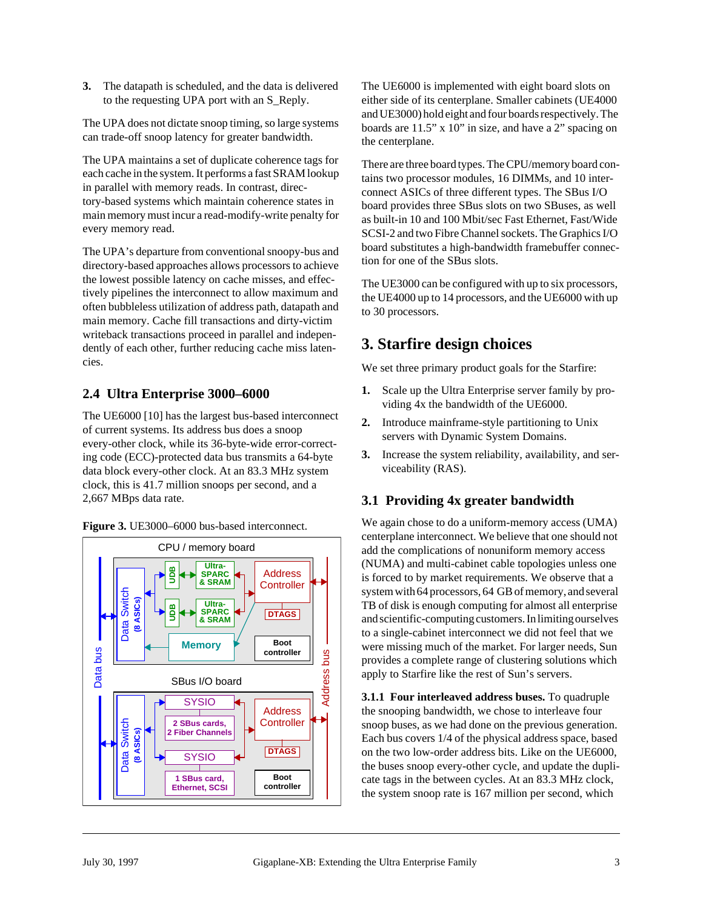3. The datapath is scheduled, and the data is delivered to the requesting UPA port with an S_Reply.

The UPA does not dictate snoop timing, so large systems can trade-off snoop latency for greater bandwidth.

The UPA maintains a set of duplicate coherence tags for each cache in the system. It performs a fast SRAM lookup in parallel with memory reads. In contrast, directory-based systems which maintain coherence states in main memory must incur a read-modify-write penalty for every memory read.

The UPA's departure from conventional snoopy-bus and directory-based approaches allows processors to achieve the lowest possible latency on cache misses, and effectively pipelines the interconnect to allow maximum and often bubbleless utilization of address path, datapath and main memory. Cache fill transactions and dirty-victim writeback transactions proceed in parallel and independently of each other, further reducing cache miss latencies.

### 2.4 Ultra Enterprise 3000–6000

The UE6000 [10] has the largest bus-based interconnect of current systems. Its address bus does a snoop every-other clock, while its 36-byte-wide error-correcting code (ECC)-protected data bus transmits a 64-byte data block every-other clock. At an 83.3 MHz system clock, this is 41.7 million snoops per second, and a 2,667 MBps data rate.

**Figure 3.** UE3000–6000 bus-based interconnect.

The UE6000 is implemented with eight board slots on either side of its centerplane. Smaller cabinets (UE4000 and UE3000) hold eight and four boards respectively. The boards are 11.5" x 10" in size, and have a 2" spacing on the centerplane.

There are three board types. The CPU/memory board contains two processor modules, 16 DIMMs, and 10 interconnect ASICs of three different types. The SBus I/O board provides three SBus slots on two SBuses, as well as built-in 10 and 100 Mbit/sec Fast Ethernet, Fast/Wide SCSI-2 and two Fibre Channel sockets. The Graphics I/O board substitutes a high-bandwidth framebuffer connection for one of the SBus slots.

The UE3000 can be configured with up to six processors, the UE4000 up to 14 processors, and the UE6000 with up to 30 processors.

## 3. Starfire design choices

We set three primary product goals for the Starfire:

1. Scale up the Ultra Enterprise server family by providing 4x the bandwidth of the UE6000.
2. Introduce mainframe-style partitioning to Unix servers with Dynamic System Domains.
3. Increase the system reliability, availability, and serviceability (RAS).

### 3.1 Providing 4x greater bandwidth

We again chose to do a uniform-memory access (UMA) centerplane interconnect. We believe that one should not add the complications of nonuniform memory access (NUMA) and multi-cabinet cable topologies unless one is forced to by market requirements. We observe that a system with 64 processors, 64 GB of memory, and several TB of disk is enough computing for almost all enterprise and scientific-computing customers. In limiting ourselves to a single-cabinet interconnect we did not feel that we were missing much of the market. For larger needs, Sun provides a complete range of clustering solutions which apply to Starfire like the rest of Sun's servers.

**3.1.1 Four interleaved address buses.** To quadruple the snooping bandwidth, we chose to interleave four snoop buses, as we had done on the previous generation. Each bus covers 1/4 of the physical address space, based on the two low-order address bits. Like on the UE6000, the buses snoop every-other cycle, and update the duplicate tags in the between cycles. At an 83.3 MHz clock, the system snoop rate is 167 million per second, which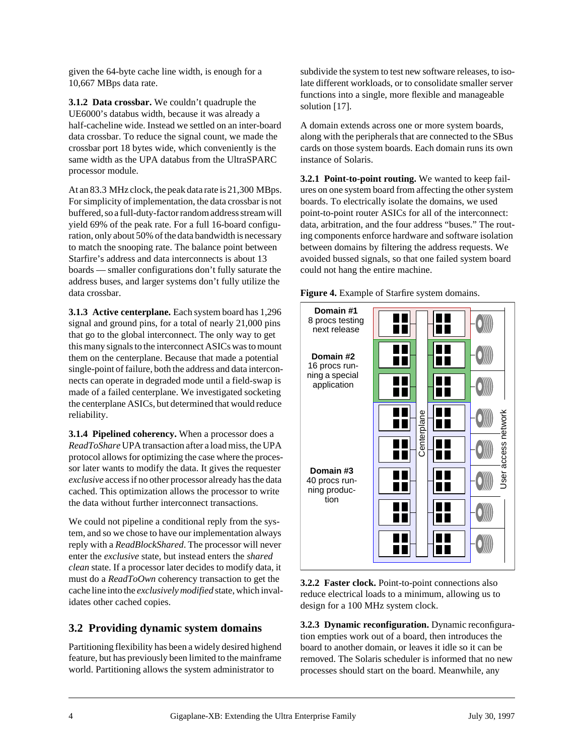given the 64-byte cache line width, is enough for a 10,667 MBps data rate.

**3.1.2 Data crossbar.** We couldn't quadruple the UE6000's databus width, because it was already a half-cacheline wide. Instead we settled on an inter-board data crossbar. To reduce the signal count, we made the crossbar port 18 bytes wide, which conveniently is the same width as the UPA databus from the UltraSPARC processor module.

At an 83.3 MHz clock, the peak data rate is 21,300 MBps. For simplicity of implementation, the data crossbar is not buffered, so a full-duty-factor random address stream will yield 69% of the peak rate. For a full 16-board configuration, only about 50% of the data bandwidth is necessary to match the snooping rate. The balance point between Starfire's address and data interconnects is about 13 boards — smaller configurations don't fully saturate the address buses, and larger systems don't fully utilize the data crossbar.

**3.1.3 Active centerplane.** Each system board has 1,296 signal and ground pins, for a total of nearly 21,000 pins that go to the global interconnect. The only way to get this many signals to the interconnect ASICs was to mount them on the centerplane. Because that made a potential single-point of failure, both the address and data interconnects can operate in degraded mode until a field-swap is made of a failed centerplane. We investigated socketing the centerplane ASICs, but determined that would reduce reliability.

**3.1.4 Pipelined coherency.** When a processor does a *ReadToShare* UPA transaction after a load miss, the UPA protocol allows for optimizing the case where the processor later wants to modify the data. It gives the requester *exclusive* access if no other processor already has the data cached. This optimization allows the processor to write the data without further interconnect transactions.

We could not pipeline a conditional reply from the system, and so we chose to have our implementation always reply with a *ReadBlockShared*. The processor will never enter the *exclusive* state, but instead enters the *shared clean* state. If a processor later decides to modify data, it must do a *ReadToOwn* coherency transaction to get the cache line into the *exclusively modified* state, which invalidates other cached copies.

## 3.2 Providing dynamic system domains

Partitioning flexibility has been a widely desired highend feature, but has previously been limited to the mainframe world. Partitioning allows the system administrator to subdivide the system to test new software releases, to isolate different workloads, or to consolidate smaller server functions into a single, more flexible and manageable solution [17].

A domain extends across one or more system boards, along with the peripherals that are connected to the SBus cards on those system boards. Each domain runs its own instance of Solaris.

**3.2.1 Point-to-point routing.** We wanted to keep failures on one system board from affecting the other system boards. To electrically isolate the domains, we used point-to-point router ASICs for all of the interconnect: data, arbitration, and the four address "buses." The routing components enforce hardware and software isolation between domains by filtering the address requests. We avoided bussed signals, so that one failed system board could not hang the entire machine.

**Figure 4.** Example of Starfire system domains.

**Domain #1** 8 procs testing next release

**Domain #2** 16 procs running a special application

**Domain #3** 40 procs running production

Centerplane

User access network

**3.2.2 Faster clock.** Point-to-point connections also reduce electrical loads to a minimum, allowing us to design for a 100 MHz system clock.

**3.2.3 Dynamic reconfiguration.** Dynamic reconfiguration empties work out of a board, then introduces the board to another domain, or leaves it idle so it can be removed. The Solaris scheduler is informed that no new processes should start on the board. Meanwhile, any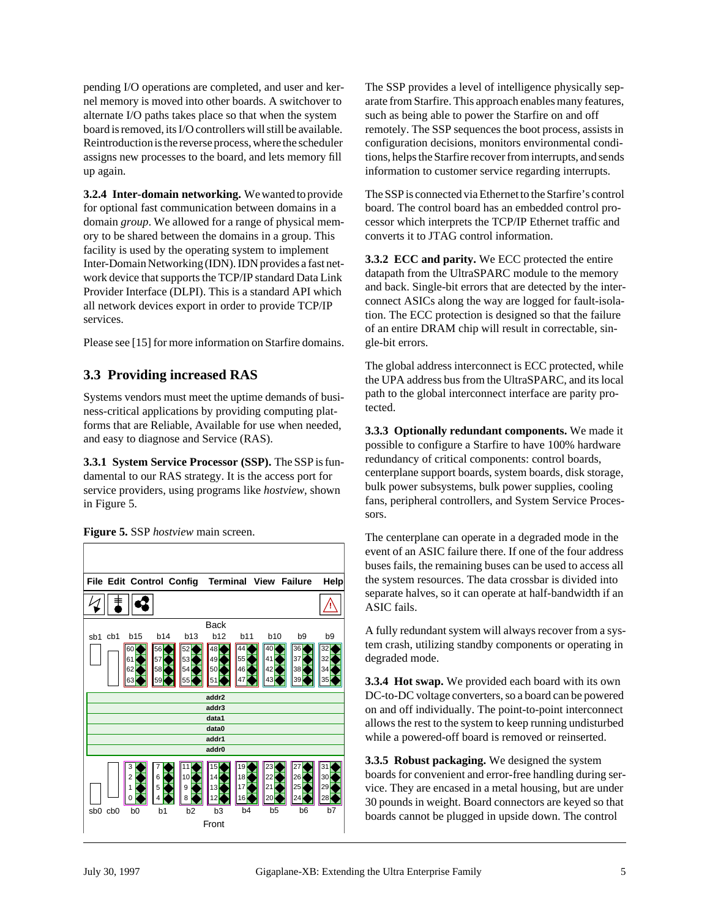pending I/O operations are completed, and user and kernel memory is moved into other boards. A switchover to alternate I/O paths takes place so that when the system board is removed, its I/O controllers will still be available. Reintroduction is the reverse process, where the scheduler assigns new processes to the board, and lets memory fill up again.

**3.2.4 Inter-domain networking.** We wanted to provide for optional fast communication between domains in a domain *group*. We allowed for a range of physical memory to be shared between the domains in a group. This facility is used by the operating system to implement Inter-Domain Networking (IDN). IDN provides a fast network device that supports the TCP/IP standard Data Link Provider Interface (DLPI). This is a standard API which all network devices export in order to provide TCP/IP services.

Please see [15] for more information on Starfire domains.

## 3.3 Providing increased RAS

Systems vendors must meet the uptime demands of business-critical applications by providing computing platforms that are Reliable, Available for use when needed, and easy to diagnose and Service (RAS).

**3.3.1 System Service Processor (SSP).** The SSP is fundamental to our RAS strategy. It is the access port for service providers, using programs like *hostview*, shown in Figure 5.

**Figure 5.** SSP *hostview* main screen.

The SSP provides a level of intelligence physically separate from Starfire. This approach enables many features, such as being able to power the Starfire on and off remotely. The SSP sequences the boot process, assists in configuration decisions, monitors environmental conditions, helps the Starfire recover from interrupts, and sends information to customer service regarding interrupts.

The SSP is connected via Ethernet to the Starfire's control board. The control board has an embedded control processor which interprets the TCP/IP Ethernet traffic and converts it to JTAG control information.

**3.3.2 ECC and parity.** We ECC protected the entire datapath from the UltraSPARC module to the memory and back. Single-bit errors that are detected by the interconnect ASICs along the way are logged for fault-isolation. The ECC protection is designed so that the failure of an entire DRAM chip will result in correctable, single-bit errors.

The global address interconnect is ECC protected, while the UPA address bus from the UltraSPARC, and its local path to the global interconnect interface are parity protected.

**3.3.3 Optionally redundant components.** We made it possible to configure a Starfire to have 100% hardware redundancy of critical components: control boards, centerplane support boards, system boards, disk storage, bulk power subsystems, bulk power supplies, cooling fans, peripheral controllers, and System Service Processors.

The centerplane can operate in a degraded mode in the event of an ASIC failure there. If one of the four address buses fails, the remaining buses can be used to access all the system resources. The data crossbar is divided into separate halves, so it can operate at half-bandwidth if an ASIC fails.

A fully redundant system will always recover from a system crash, utilizing standby components or operating in degraded mode.

**3.3.4 Hot swap.** We provided each board with its own DC-to-DC voltage converters, so a board can be powered on and off individually. The point-to-point interconnect allows the rest to the system to keep running undisturbed while a powered-off board is removed or reinserted.

**3.3.5 Robust packaging.** We designed the system boards for convenient and error-free handling during service. They are encased in a metal housing, but are under 30 pounds in weight. Board connectors are keyed so that boards cannot be plugged in upside down. The control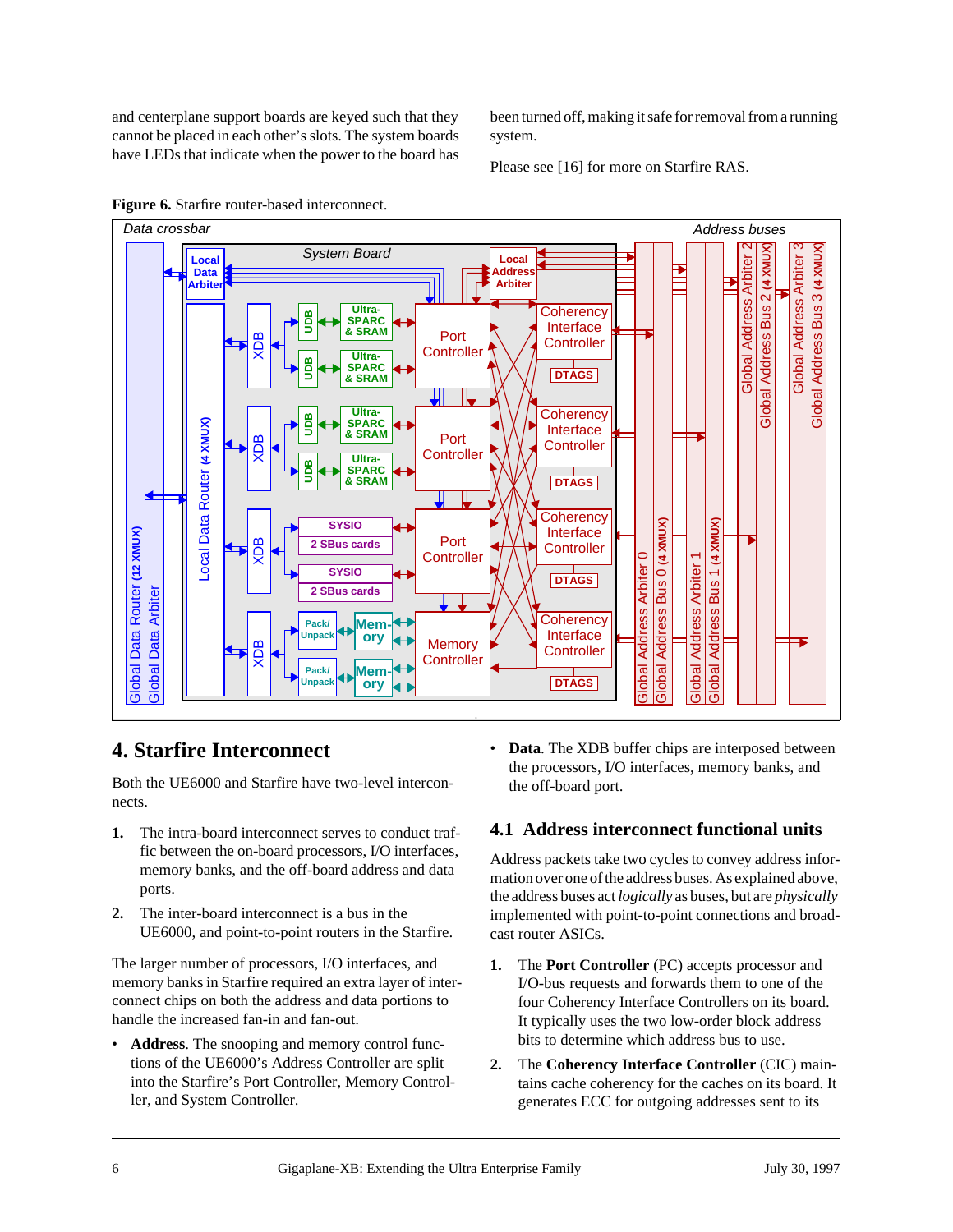and centerplane support boards are keyed such that they cannot be placed in each other's slots. The system boards have LEDs that indicate when the power to the board has been turned off, making it safe for removal from a running system.

Please see [16] for more on Starfire RAS.

**Figure 6.** Starfire router-based interconnect.

## 4. Starfire Interconnect

Both the UE6000 and Starfire have two-level interconnects.

1. The intra-board interconnect serves to conduct traffic between the on-board processors, I/O interfaces, memory banks, and the off-board address and data ports.
2. The inter-board interconnect is a bus in the UE6000, and point-to-point routers in the Starfire.

The larger number of processors, I/O interfaces, and memory banks in Starfire required an extra layer of interconnect chips on both the address and data portions to handle the increased fan-in and fan-out.

- **Address**. The snooping and memory control functions of the UE6000's Address Controller are split into the Starfire's Port Controller, Memory Controller, and System Controller.
- **Data**. The XDB buffer chips are interposed between the processors, I/O interfaces, memory banks, and the off-board port.

### 4.1 Address interconnect functional units

Address packets take two cycles to convey address information over one of the address buses. As explained above, the address buses act *logically* as buses, but are *physically* implemented with point-to-point connections and broadcast router ASICs.

1. The **Port Controller** (PC) accepts processor and I/O-bus requests and forwards them to one of the four Coherency Interface Controllers on its board. It typically uses the two low-order block address bits to determine which address bus to use.
2. The **Coherency Interface Controller** (CIC) maintains cache coherency for the caches on its board. It generates ECC for outgoing addresses sent to its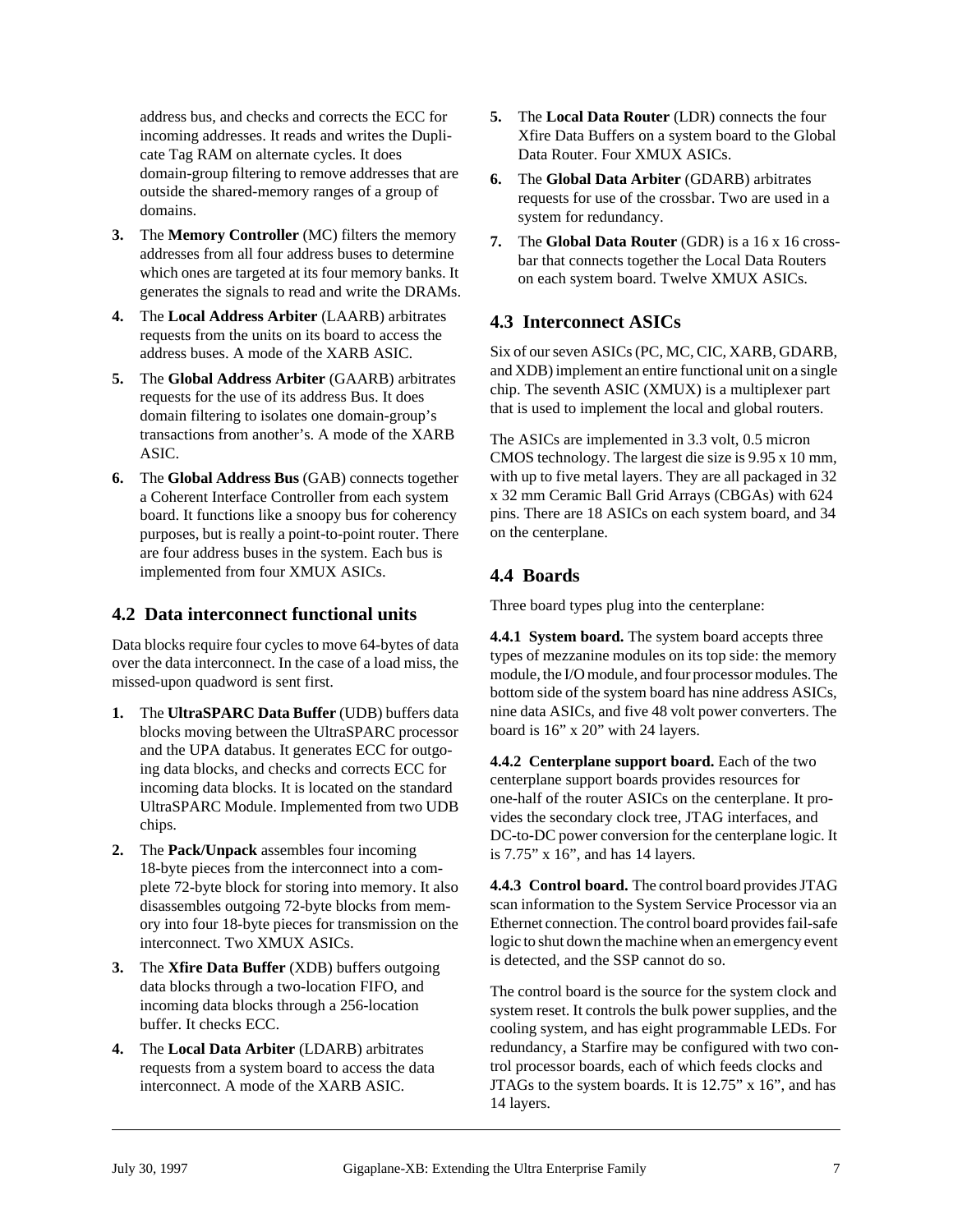address bus, and checks and corrects the ECC for incoming addresses. It reads and writes the Duplicate Tag RAM on alternate cycles. It does domain-group filtering to remove addresses that are outside the shared-memory ranges of a group of domains.

3. The **Memory Controller** (MC) filters the memory addresses from all four address buses to determine which ones are targeted at its four memory banks. It generates the signals to read and write the DRAMs.
4. The **Local Address Arbiter** (LAARB) arbitrates requests from the units on its board to access the address buses. A mode of the XARB ASIC.
5. The **Global Address Arbiter** (GAARB) arbitrates requests for the use of its address Bus. It does domain filtering to isolates one domain-group's transactions from another's. A mode of the XARB ASIC.
6. The **Global Address Bus** (GAB) connects together a Coherent Interface Controller from each system board. It functions like a snoopy bus for coherency purposes, but is really a point-to-point router. There are four address buses in the system. Each bus is implemented from four XMUX ASICs.

## 4.2 Data interconnect functional units

Data blocks require four cycles to move 64-bytes of data over the data interconnect. In the case of a load miss, the missed-upon quadword is sent first.

1. The **UltraSPARC Data Buffer** (UDB) buffers data blocks moving between the UltraSPARC processor and the UPA databus. It generates ECC for outgoing data blocks, and checks and corrects ECC for incoming data blocks. It is located on the standard UltraSPARC Module. Implemented from two UDB chips.
2. The **Pack/Unpack** assembles four incoming 18-byte pieces from the interconnect into a complete 72-byte block for storing into memory. It also disassembles outgoing 72-byte blocks from memory into four 18-byte pieces for transmission on the interconnect. Two XMUX ASICs.
3. The **Xfire Data Buffer** (XDB) buffers outgoing data blocks through a two-location FIFO, and incoming data blocks through a 256-location buffer. It checks ECC.
4. The **Local Data Arbiter** (LDARB) arbitrates requests from a system board to access the data interconnect. A mode of the XARB ASIC.
5. The **Local Data Router** (LDR) connects the four Xfire Data Buffers on a system board to the Global Data Router. Four XMUX ASICs.
6. The **Global Data Arbiter** (GDARB) arbitrates requests for use of the crossbar. Two are used in a system for redundancy.
7. The **Global Data Router** (GDR) is a 16 x 16 crossbar that connects together the Local Data Routers on each system board. Twelve XMUX ASICs.

## 4.3 Interconnect ASICs

Six of our seven ASICs (PC, MC, CIC, XARB, GDARB, and XDB) implement an entire functional unit on a single chip. The seventh ASIC (XMUX) is a multiplexer part that is used to implement the local and global routers.

The ASICs are implemented in 3.3 volt, 0.5 micron CMOS technology. The largest die size is 9.95 x 10 mm, with up to five metal layers. They are all packaged in 32 x 32 mm Ceramic Ball Grid Arrays (CBGAs) with 624 pins. There are 18 ASICs on each system board, and 34 on the centerplane.

## 4.4 Boards

Three board types plug into the centerplane:

**4.4.1 System board.** The system board accepts three types of mezzanine modules on its top side: the memory module, the I/O module, and four processor modules. The bottom side of the system board has nine address ASICs, nine data ASICs, and five 48 volt power converters. The board is 16" x 20" with 24 layers.

**4.4.2 Centerplane support board.** Each of the two centerplane support boards provides resources for one-half of the router ASICs on the centerplane. It provides the secondary clock tree, JTAG interfaces, and DC-to-DC power conversion for the centerplane logic. It is 7.75" x 16", and has 14 layers.

**4.4.3 Control board.** The control board provides JTAG scan information to the System Service Processor via an Ethernet connection. The control board provides fail-safe logic to shut down the machine when an emergency event is detected, and the SSP cannot do so.

The control board is the source for the system clock and system reset. It controls the bulk power supplies, and the cooling system, and has eight programmable LEDs. For redundancy, a Starfire may be configured with two control processor boards, each of which feeds clocks and JTAGs to the system boards. It is 12.75" x 16", and has 14 layers.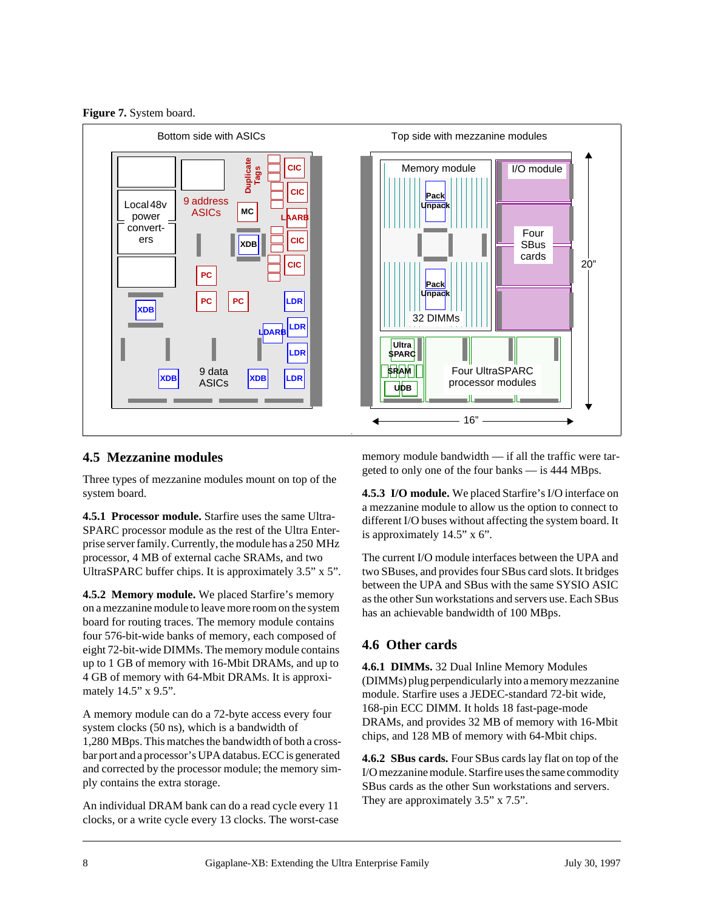**Figure 7.** System board.

## 4.5 Mezzanine modules

Three types of mezzanine modules mount on top of the system board.

**4.5.1 Processor module.** Starfire uses the same UltraSPARC processor module as the rest of the Ultra Enterprise server family. Currently, the module has a 250 MHz processor, 4 MB of external cache SRAMs, and two UltraSPARC buffer chips. It is approximately 3.5" x 5".

**4.5.2 Memory module.** We placed Starfire's memory on a mezzanine module to leave more room on the system board for routing traces. The memory module contains four 576-bit-wide banks of memory, each composed of eight 72-bit-wide DIMMs. The memory module contains up to 1 GB of memory with 16-Mbit DRAMs, and up to 4 GB of memory with 64-Mbit DRAMs. It is approximately 14.5" x 9.5".

A memory module can do a 72-byte access every four system clocks (50 ns), which is a bandwidth of 1,280 MBps. This matches the bandwidth of both a crossbar port and a processor's UPA databus. ECC is generated and corrected by the processor module; the memory simply contains the extra storage.

An individual DRAM bank can do a read cycle every 11 clocks, or a write cycle every 13 clocks. The worst-case memory module bandwidth — if all the traffic were targeted to only one of the four banks — is 444 MBps.

**4.5.3 I/O module.** We placed Starfire's I/O interface on a mezzanine module to allow us the option to connect to different I/O buses without affecting the system board. It is approximately 14.5" x 6".

The current I/O module interfaces between the UPA and two SBuses, and provides four SBus card slots. It bridges between the UPA and SBus with the same SYSIO ASIC as the other Sun workstations and servers use. Each SBus has an achievable bandwidth of 100 MBps.

## 4.6 Other cards

**4.6.1 DIMMs.** 32 Dual Inline Memory Modules (DIMMs) plug perpendicularly into a memory mezzanine module. Starfire uses a JEDEC-standard 72-bit wide, 168-pin ECC DIMM. It holds 18 fast-page-mode DRAMs, and provides 32 MB of memory with 16-Mbit chips, and 128 MB of memory with 64-Mbit chips.

**4.6.2 SBus cards.** Four SBus cards lay flat on top of the I/O mezzanine module. Starfire uses the same commodity SBus cards as the other Sun workstations and servers. They are approximately 3.5" x 7.5".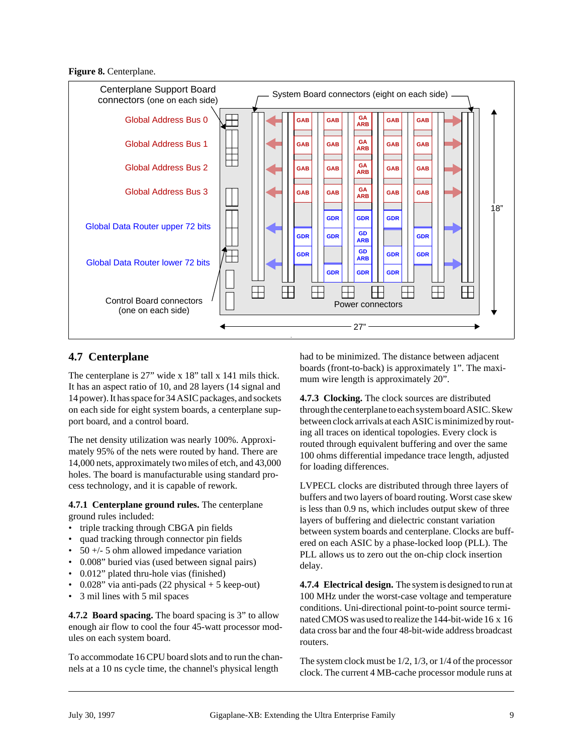**Figure 8.** Centerplane.

## 4.7 Centerplane

The centerplane is 27” wide x 18” tall x 141 mils thick. It has an aspect ratio of 10, and 28 layers (14 signal and 14 power). It has space for 34 ASIC packages, and sockets on each side for eight system boards, a centerplane support board, and a control board.

The net density utilization was nearly 100%. Approximately 95% of the nets were routed by hand. There are 14,000 nets, approximately two miles of etch, and 43,000 holes. The board is manufacturable using standard process technology, and it is capable of rework.

**4.7.1 Centerplane ground rules.** The centerplane ground rules included:

- triple tracking through CBGA pin fields
- quad tracking through connector pin fields
- 50 +/- 5 ohm allowed impedance variation
- 0.008” buried vias (used between signal pairs)
- 0.012” plated thru-hole vias (finished)
- 0.028” via anti-pads (22 physical + 5 keep-out)
- 3 mil lines with 5 mil spaces

**4.7.2 Board spacing.** The board spacing is 3” to allow enough air flow to cool the four 45-watt processor modules on each system board.

To accommodate 16 CPU board slots and to run the channels at a 10 ns cycle time, the channel's physical length had to be minimized. The distance between adjacent boards (front-to-back) is approximately 1”. The maximum wire length is approximately 20”.

**4.7.3 Clocking.** The clock sources are distributed through the centerplane to each system board ASIC. Skew between clock arrivals at each ASIC is minimized by routing all traces on identical topologies. Every clock is routed through equivalent buffering and over the same 100 ohms differential impedance trace length, adjusted for loading differences.

LVPECL clocks are distributed through three layers of buffers and two layers of board routing. Worst case skew is less than 0.9 ns, which includes output skew of three layers of buffering and dielectric constant variation between system boards and centerplane. Clocks are buffered on each ASIC by a phase-locked loop (PLL). The PLL allows us to zero out the on-chip clock insertion delay.

**4.7.4 Electrical design.** The system is designed to run at 100 MHz under the worst-case voltage and temperature conditions. Uni-directional point-to-point source terminated CMOS was used to realize the 144-bit-wide 16 x 16 data cross bar and the four 48-bit-wide address broadcast routers.

The system clock must be 1/2, 1/3, or 1/4 of the processor clock. The current 4 MB-cache processor module runs at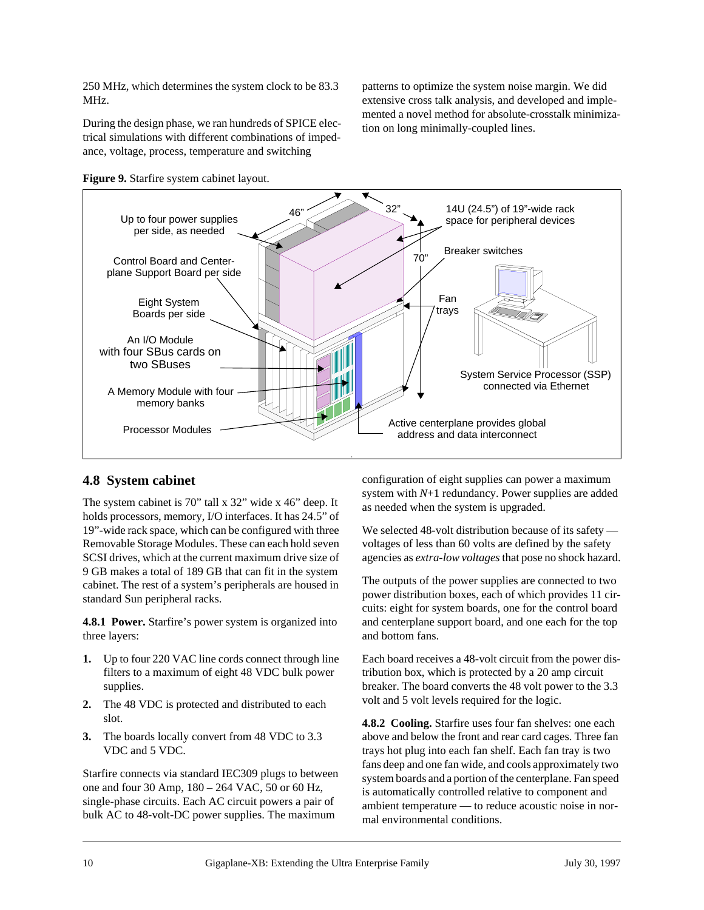250 MHz, which determines the system clock to be 83.3 MHz.

During the design phase, we ran hundreds of SPICE electrical simulations with different combinations of impedance, voltage, process, temperature and switching patterns to optimize the system noise margin. We did extensive cross talk analysis, and developed and implemented a novel method for absolute-crosstalk minimization on long minimally-coupled lines.

**Figure 9.** Starfire system cabinet layout.

## 4.8 System cabinet

The system cabinet is 70” tall x 32” wide x 46” deep. It holds processors, memory, I/O interfaces. It has 24.5” of 19”-wide rack space, which can be configured with three Removable Storage Modules. These can each hold seven SCSI drives, which at the current maximum drive size of 9 GB makes a total of 189 GB that can fit in the system cabinet. The rest of a system’s peripherals are housed in standard Sun peripheral racks.

**4.8.1 Power.** Starfire’s power system is organized into three layers:

1. Up to four 220 VAC line cords connect through line filters to a maximum of eight 48 VDC bulk power supplies.
2. The 48 VDC is protected and distributed to each slot.
3. The boards locally convert from 48 VDC to 3.3 VDC and 5 VDC.

Starfire connects via standard IEC309 plugs to between one and four 30 Amp, 180 – 264 VAC, 50 or 60 Hz, single-phase circuits. Each AC circuit powers a pair of bulk AC to 48-volt-DC power supplies. The maximum configuration of eight supplies can power a maximum system with *N*+1 redundancy. Power supplies are added as needed when the system is upgraded.

We selected 48-volt distribution because of its safety — voltages of less than 60 volts are defined by the safety agencies as *extra-low voltages* that pose no shock hazard.

The outputs of the power supplies are connected to two power distribution boxes, each of which provides 11 circuits: eight for system boards, one for the control board and centerplane support board, and one each for the top and bottom fans.

Each board receives a 48-volt circuit from the power distribution box, which is protected by a 20 amp circuit breaker. The board converts the 48 volt power to the 3.3 volt and 5 volt levels required for the logic.

**4.8.2 Cooling.** Starfire uses four fan shelves: one each above and below the front and rear card cages. Three fan trays hot plug into each fan shelf. Each fan tray is two fans deep and one fan wide, and cools approximately two system boards and a portion of the centerplane. Fan speed is automatically controlled relative to component and ambient temperature — to reduce acoustic noise in normal environmental conditions.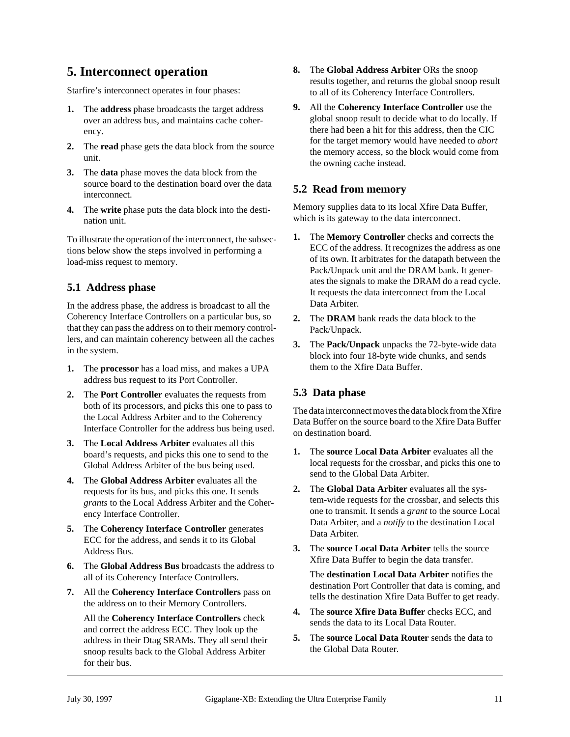# 5. Interconnect operation

Starfire's interconnect operates in four phases:

1. The **address** phase broadcasts the target address over an address bus, and maintains cache coherency.
2. The **read** phase gets the data block from the source unit.
3. The **data** phase moves the data block from the source board to the destination board over the data interconnect.
4. The **write** phase puts the data block into the destination unit.

To illustrate the operation of the interconnect, the subsections below show the steps involved in performing a load-miss request to memory.

## 5.1 Address phase

In the address phase, the address is broadcast to all the Coherency Interface Controllers on a particular bus, so that they can pass the address on to their memory controllers, and can maintain coherency between all the caches in the system.

1. The **processor** has a load miss, and makes a UPA address bus request to its Port Controller.
2. The **Port Controller** evaluates the requests from both of its processors, and picks this one to pass to the Local Address Arbiter and to the Coherency Interface Controller for the address bus being used.
3. The **Local Address Arbiter** evaluates all this board's requests, and picks this one to send to the Global Address Arbiter of the bus being used.
4. The **Global Address Arbiter** evaluates all the requests for its bus, and picks this one. It sends *grants* to the Local Address Arbiter and the Coherency Interface Controller.
5. The **Coherency Interface Controller** generates ECC for the address, and sends it to its Global Address Bus.
6. The **Global Address Bus** broadcasts the address to all of its Coherency Interface Controllers.
7. All the **Coherency Interface Controllers** pass on the address on to their Memory Controllers.

   All the **Coherency Interface Controllers** check and correct the address ECC. They look up the address in their Dtag SRAMs. They all send their snoop results back to the Global Address Arbiter for their bus.
8. The **Global Address Arbiter** ORs the snoop results together, and returns the global snoop result to all of its Coherency Interface Controllers.
9. All the **Coherency Interface Controller** use the global snoop result to decide what to do locally. If there had been a hit for this address, then the CIC for the target memory would have needed to *abort* the memory access, so the block would come from the owning cache instead.

## 5.2 Read from memory

Memory supplies data to its local Xfire Data Buffer, which is its gateway to the data interconnect.

1. The **Memory Controller** checks and corrects the ECC of the address. It recognizes the address as one of its own. It arbitrates for the datapath between the Pack/Unpack unit and the DRAM bank. It generates the signals to make the DRAM do a read cycle. It requests the data interconnect from the Local Data Arbiter.
2. The **DRAM** bank reads the data block to the Pack/Unpack.
3. The **Pack/Unpack** unpacks the 72-byte-wide data block into four 18-byte wide chunks, and sends them to the Xfire Data Buffer.

## 5.3 Data phase

The data interconnect moves the data block from the Xfire Data Buffer on the source board to the Xfire Data Buffer on destination board.

1. The **source Local Data Arbiter** evaluates all the local requests for the crossbar, and picks this one to send to the Global Data Arbiter.
2. The **Global Data Arbiter** evaluates all the system-wide requests for the crossbar, and selects this one to transmit. It sends a *grant* to the source Local Data Arbiter, and a *notify* to the destination Local Data Arbiter.
3. The **source Local Data Arbiter** tells the source Xfire Data Buffer to begin the data transfer.

   The **destination Local Data Arbiter** notifies the destination Port Controller that data is coming, and tells the destination Xfire Data Buffer to get ready.
4. The **source Xfire Data Buffer** checks ECC, and sends the data to its Local Data Router.
5. The **source Local Data Router** sends the data to the Global Data Router.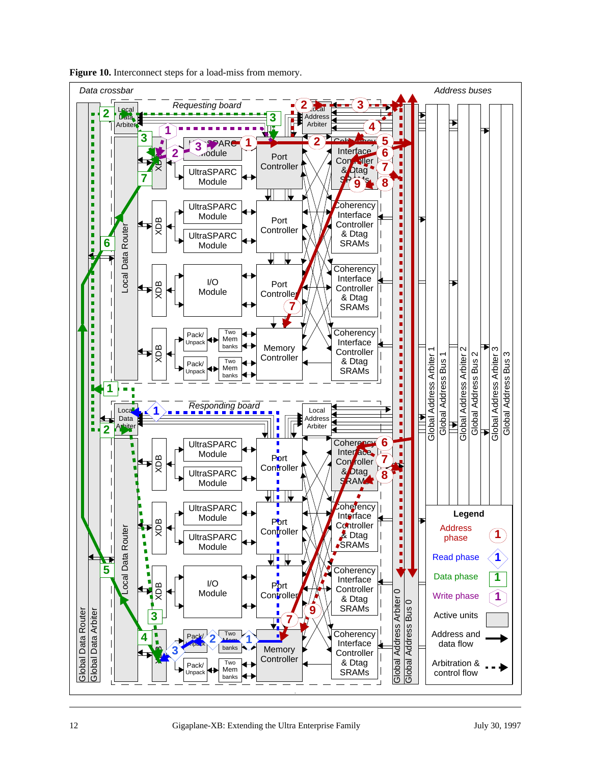**Figure 10.** Interconnect steps for a load-miss from memory.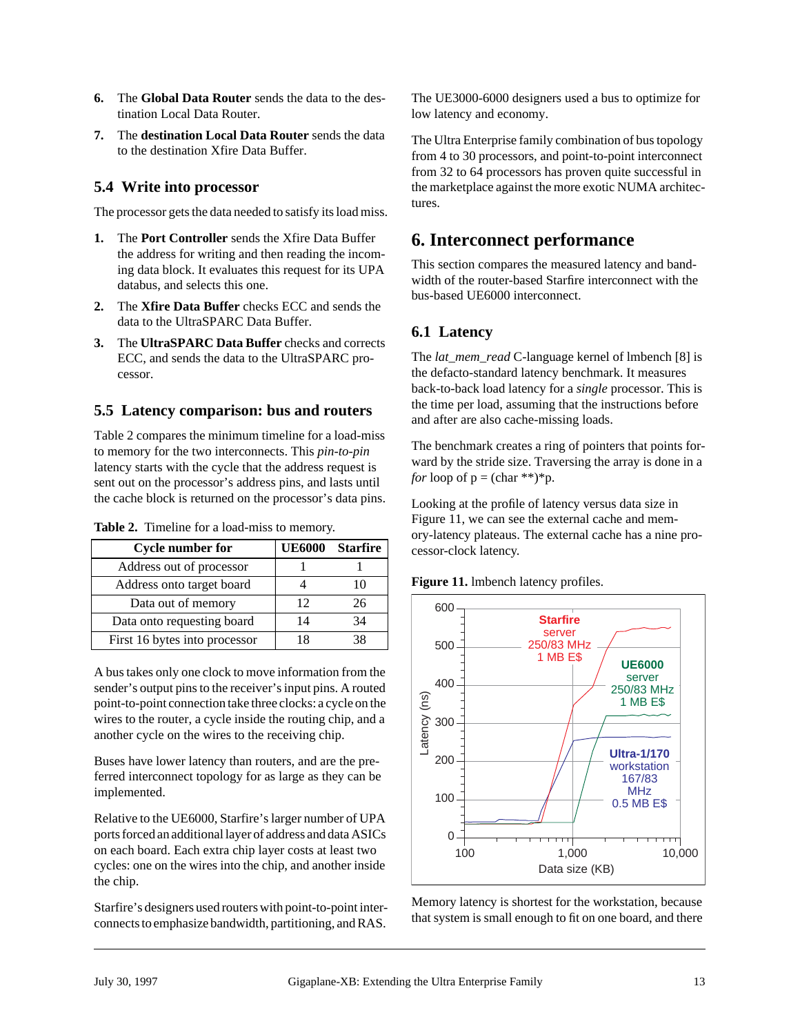6. The **Global Data Router** sends the data to the destination Local Data Router.
7. The **destination Local Data Router** sends the data to the destination Xfire Data Buffer.

### 5.4 Write into processor

The processor gets the data needed to satisfy its load miss.

1. The **Port Controller** sends the Xfire Data Buffer the address for writing and then reading the incoming data block. It evaluates this request for its UPA databus, and selects this one.
2. The **Xfire Data Buffer** checks ECC and sends the data to the UltraSPARC Data Buffer.
3. The **UltraSPARC Data Buffer** checks and corrects ECC, and sends the data to the UltraSPARC processor.

### 5.5 Latency comparison: bus and routers

Table 2 compares the minimum timeline for a load-miss to memory for the two interconnects. This *pin-to-pin* latency starts with the cycle that the address request is sent out on the processor's address pins, and lasts until the cache block is returned on the processor's data pins.

**Table 2.** Timeline for a load-miss to memory.

| Cycle number for | UE6000 | Starfire |
|---|---|---|
| Address out of processor | 1 | 1 |
| Address onto target board | 4 | 10 |
| Data out of memory | 12 | 26 |
| Data onto requesting board | 14 | 34 |
| First 16 bytes into processor | 18 | 38 |

A bus takes only one clock to move information from the sender's output pins to the receiver's input pins. A routed point-to-point connection take three clocks: a cycle on the wires to the router, a cycle inside the routing chip, and another cycle on the wires to the receiving chip.

Buses have lower latency than routers, and are the preferred interconnect topology for as large as they can be implemented.

Relative to the UE6000, Starfire's larger number of UPA ports forced an additional layer of address and data ASICs on each board. Each extra chip layer costs at least two cycles: one on the wires into the chip, and another inside the chip.

Starfire's designers used routers with point-to-point interconnects to emphasize bandwidth, partitioning, and RAS.

The UE3000-6000 designers used a bus to optimize for low latency and economy.

The Ultra Enterprise family combination of bus topology from 4 to 30 processors, and point-to-point interconnect from 32 to 64 processors has proven quite successful in the marketplace against the more exotic NUMA architectures.

## 6. Interconnect performance

This section compares the measured latency and bandwidth of the router-based Starfire interconnect with the bus-based UE6000 interconnect.

### 6.1 Latency

The *lat_mem_read* C-language kernel of lmbench [8] is the defacto-standard latency benchmark. It measures back-to-back load latency for a *single* processor. This is the time per load, assuming that the instructions before and after are also cache-missing loads.

The benchmark creates a ring of pointers that points forward by the stride size. Traversing the array is done in a *for* loop of p = (char **)*p.

Looking at the profile of latency versus data size in Figure 11, we can see the external cache and memory-latency plateaus. The external cache has a nine processor-clock latency.

**Figure 11.** lmbench latency profiles.

Memory latency is shortest for the workstation, because that system is small enough to fit on one board, and there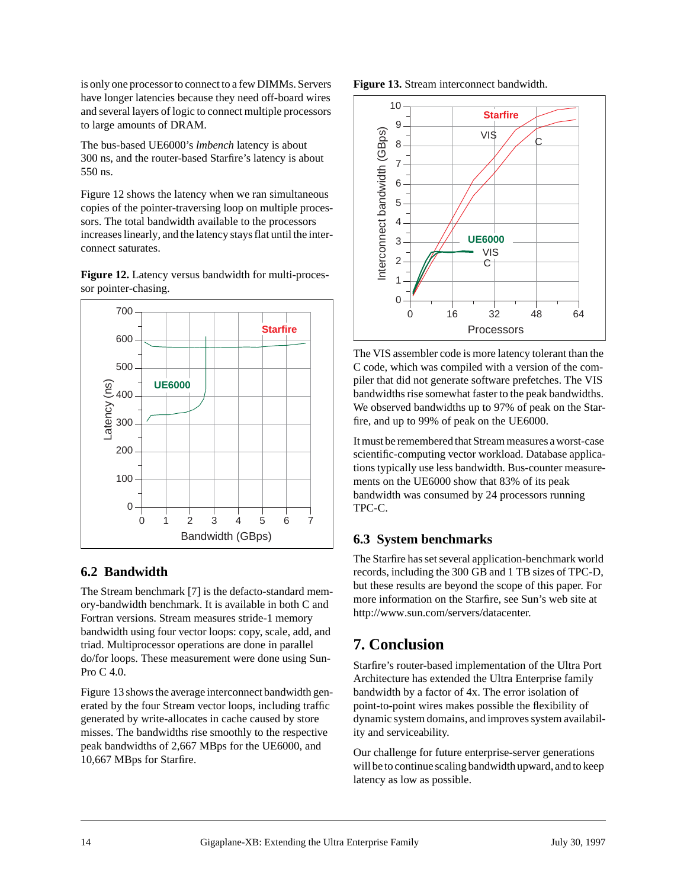is only one processor to connect to a few DIMMs. Servers have longer latencies because they need off-board wires and several layers of logic to connect multiple processors to large amounts of DRAM.

The bus-based UE6000's *lmbench* latency is about 300 ns, and the router-based Starfire's latency is about 550 ns.

Figure 12 shows the latency when we ran simultaneous copies of the pointer-traversing loop on multiple processors. The total bandwidth available to the processors increases linearly, and the latency stays flat until the interconnect saturates.

**Figure 12.** Latency versus bandwidth for multi-processor pointer-chasing.

## 6.2 Bandwidth

The Stream benchmark [7] is the defacto-standard memory-bandwidth benchmark. It is available in both C and Fortran versions. Stream measures stride-1 memory bandwidth using four vector loops: copy, scale, add, and triad. Multiprocessor operations are done in parallel do/for loops. These measurement were done using Sun-Pro C 4.0.

Figure 13 shows the average interconnect bandwidth generated by the four Stream vector loops, including traffic generated by write-allocates in cache caused by store misses. The bandwidths rise smoothly to the respective peak bandwidths of 2,667 MBps for the UE6000, and 10,667 MBps for Starfire.

**Figure 13.** Stream interconnect bandwidth.

The VIS assembler code is more latency tolerant than the C code, which was compiled with a version of the compiler that did not generate software prefetches. The VIS bandwidths rise somewhat faster to the peak bandwidths. We observed bandwidths up to 97% of peak on the Starfire, and up to 99% of peak on the UE6000.

It must be remembered that Stream measures a worst-case scientific-computing vector workload. Database applications typically use less bandwidth. Bus-counter measurements on the UE6000 show that 83% of its peak bandwidth was consumed by 24 processors running TPC-C.

## 6.3 System benchmarks

The Starfire has set several application-benchmark world records, including the 300 GB and 1 TB sizes of TPC-D, but these results are beyond the scope of this paper. For more information on the Starfire, see Sun's web site at http://www.sun.com/servers/datacenter.

# 7. Conclusion

Starfire's router-based implementation of the Ultra Port Architecture has extended the Ultra Enterprise family bandwidth by a factor of 4x. The error isolation of point-to-point wires makes possible the flexibility of dynamic system domains, and improves system availability and serviceability.

Our challenge for future enterprise-server generations will be to continue scaling bandwidth upward, and to keep latency as low as possible.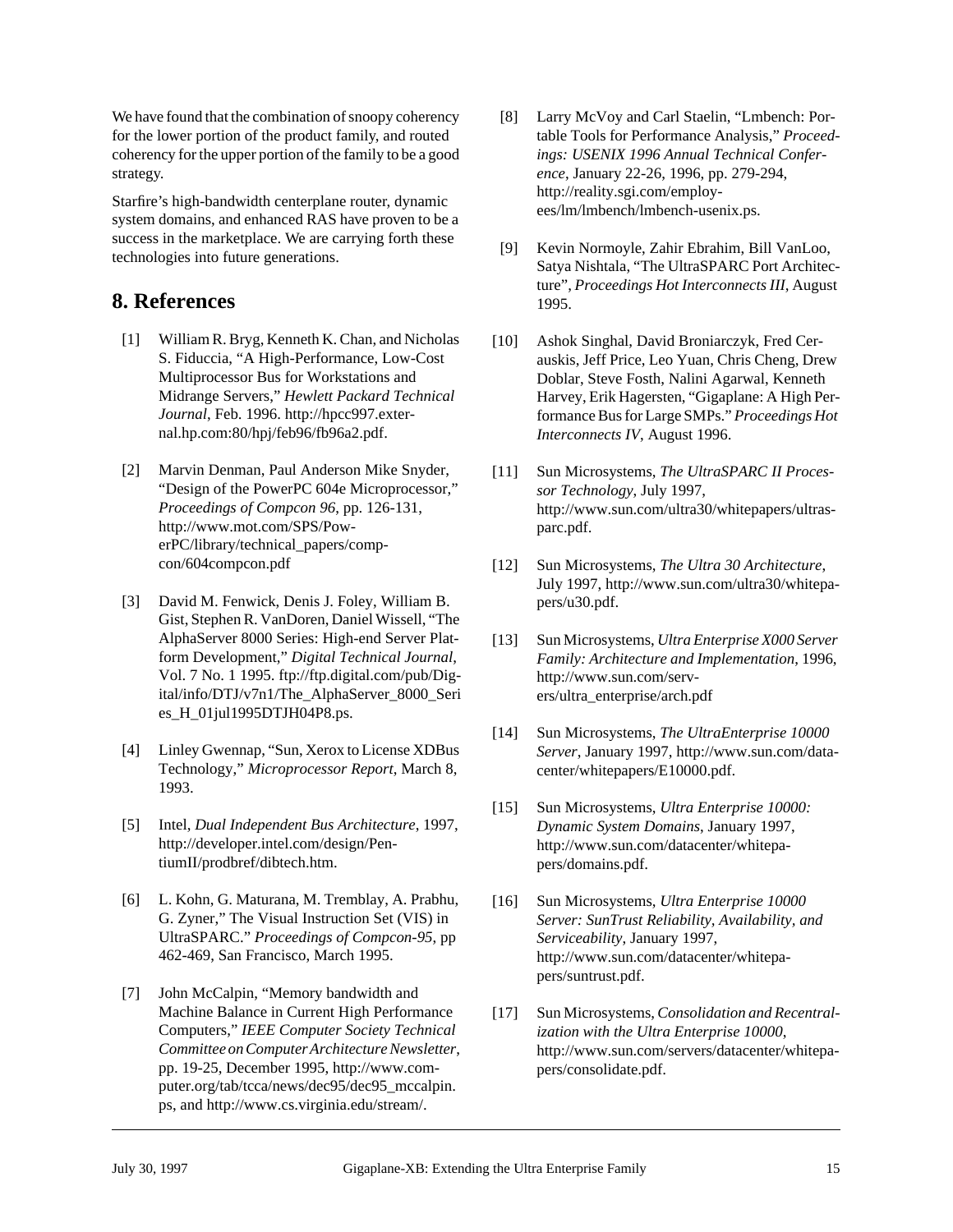We have found that the combination of snoopy coherency for the lower portion of the product family, and routed coherency for the upper portion of the family to be a good strategy.

Starfire's high-bandwidth centerplane router, dynamic system domains, and enhanced RAS have proven to be a success in the marketplace. We are carrying forth these technologies into future generations.

## 8. References

[1] William R. Bryg, Kenneth K. Chan, and Nicholas S. Fiduccia, "A High-Performance, Low-Cost Multiprocessor Bus for Workstations and Midrange Servers," *Hewlett Packard Technical Journal*, Feb. 1996. http://hpcc997.external.hp.com:80/hpj/feb96/fb96a2.pdf.

[2] Marvin Denman, Paul Anderson Mike Snyder, "Design of the PowerPC 604e Microprocessor," *Proceedings of Compcon 96*, pp. 126-131, http://www.mot.com/SPS/PowerPC/library/technical_papers/compcon/604compcon.pdf

[3] David M. Fenwick, Denis J. Foley, William B. Gist, Stephen R. VanDoren, Daniel Wissell, "The AlphaServer 8000 Series: High-end Server Platform Development," *Digital Technical Journal*, Vol. 7 No. 1 1995. ftp://ftp.digital.com/pub/Digital/info/DTJ/v7n1/The_AlphaServer_8000_Series_H_01jul1995DTJH04P8.ps.

[4] Linley Gwennap, "Sun, Xerox to License XDBus Technology," *Microprocessor Report*, March 8, 1993.

[5] Intel, *Dual Independent Bus Architecture*, 1997, http://developer.intel.com/design/PentiumII/prodbref/dibtech.htm.

[6] L. Kohn, G. Maturana, M. Tremblay, A. Prabhu, G. Zyner," The Visual Instruction Set (VIS) in UltraSPARC." *Proceedings of Compcon-95*, pp 462-469, San Francisco, March 1995.

[7] John McCalpin, "Memory bandwidth and Machine Balance in Current High Performance Computers," *IEEE Computer Society Technical Committee on Computer Architecture Newsletter*, pp. 19-25, December 1995, http://www.computer.org/tab/tcca/news/dec95/dec95_mccalpin.ps, and http://www.cs.virginia.edu/stream/.

[8] Larry McVoy and Carl Staelin, "Lmbench: Portable Tools for Performance Analysis," *Proceedings: USENIX 1996 Annual Technical Conference*, January 22-26, 1996, pp. 279-294, http://reality.sgi.com/employees/lm/lmbench/lmbench-usenix.ps.

[9] Kevin Normoyle, Zahir Ebrahim, Bill VanLoo, Satya Nishtala, "The UltraSPARC Port Architecture", *Proceedings Hot Interconnects III*, August 1995.

[10] Ashok Singhal, David Broniarczyk, Fred Cerauskis, Jeff Price, Leo Yuan, Chris Cheng, Drew Doblar, Steve Fosth, Nalini Agarwal, Kenneth Harvey, Erik Hagersten, "Gigaplane: A High Performance Bus for Large SMPs." *Proceedings Hot Interconnects IV*, August 1996.

[11] Sun Microsystems, *The UltraSPARC II Processor Technology*, July 1997, http://www.sun.com/ultra30/whitepapers/ultrasparc.pdf.

[12] Sun Microsystems, *The Ultra 30 Architecture*, July 1997, http://www.sun.com/ultra30/whitepapers/u30.pdf.

[13] Sun Microsystems, *Ultra Enterprise X000 Server Family: Architecture and Implementation*, 1996, http://www.sun.com/servers/ultra_enterprise/arch.pdf

[14] Sun Microsystems, *The UltraEnterprise 10000 Server*, January 1997, http://www.sun.com/datacenter/whitepapers/E10000.pdf.

[15] Sun Microsystems, *Ultra Enterprise 10000: Dynamic System Domains*, January 1997, http://www.sun.com/datacenter/whitepapers/domains.pdf.

[16] Sun Microsystems, *Ultra Enterprise 10000 Server: SunTrust Reliability, Availability, and Serviceability*, January 1997, http://www.sun.com/datacenter/whitepapers/suntrust.pdf.

[17] Sun Microsystems, *Consolidation and Recentralization with the Ultra Enterprise 10000*, http://www.sun.com/servers/datacenter/whitepapers/consolidate.pdf.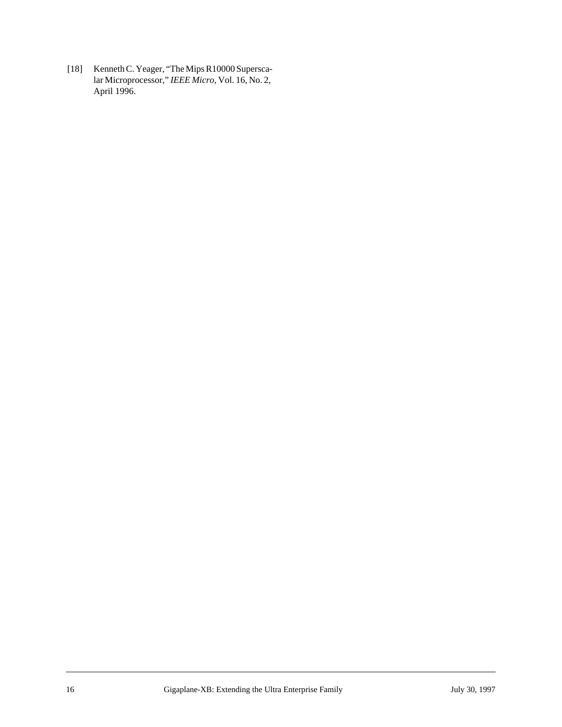[18] Kenneth C. Yeager, "The Mips R10000 Superscalar Microprocessor," *IEEE Micro*, Vol. 16, No. 2, April 1996.